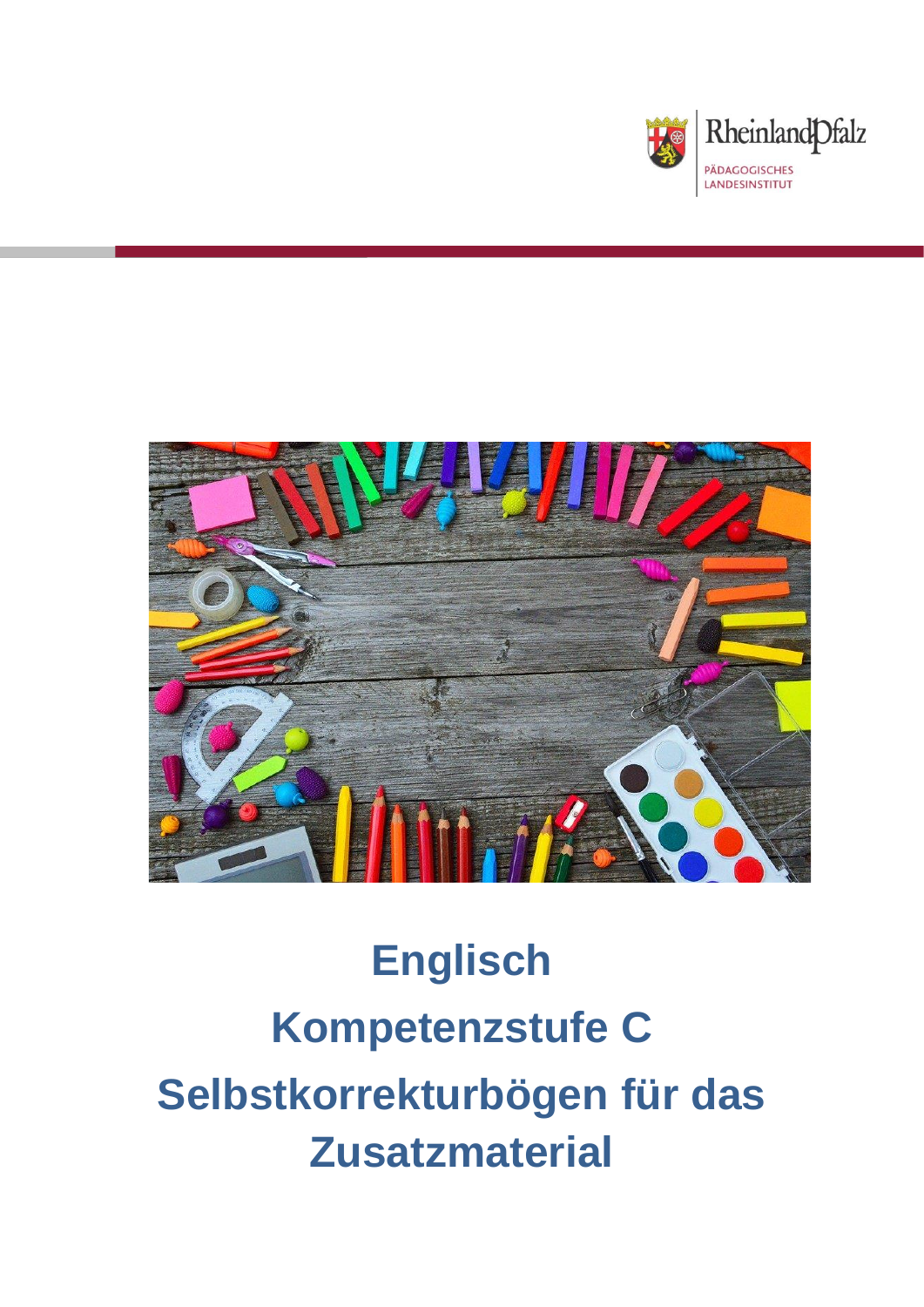Rheinland-Pfalz
PÄDAGOGISCHES LANDESINSTITUT

# Englisch

# Kompetenzstufe C

# Selbstkorrekturbögen für das Zusatzmaterial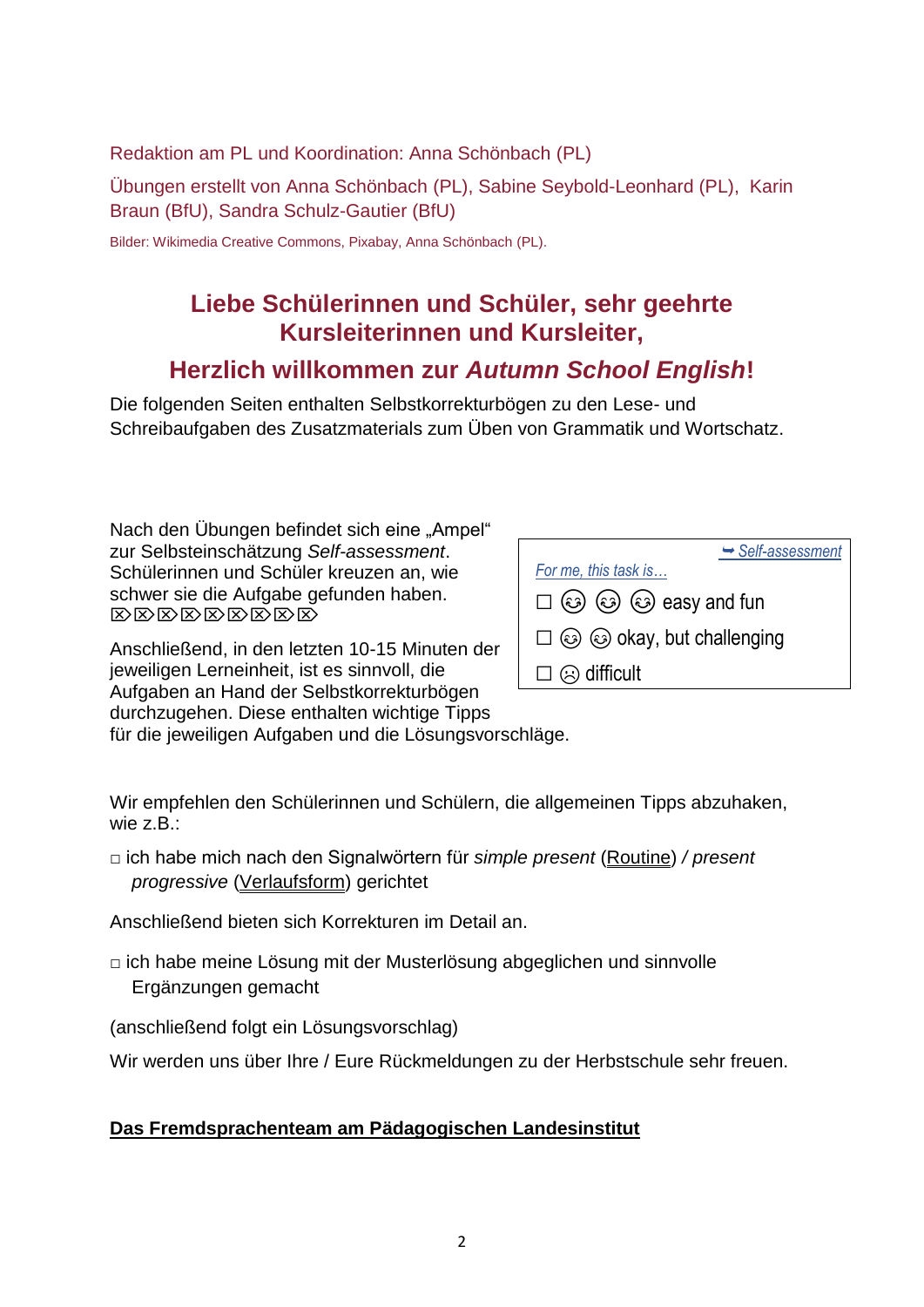Redaktion am PL und Koordination: Anna Schönbach (PL)

Übungen erstellt von Anna Schönbach (PL), Sabine Seybold-Leonhard (PL), Karin Braun (BfU), Sandra Schulz-Gautier (BfU)

Bilder: Wikimedia Creative Commons, Pixabay, Anna Schönbach (PL).

## Liebe Schülerinnen und Schüler, sehr geehrte Kursleiterinnen und Kursleiter,

## Herzlich willkommen zur *Autumn School English*!

Die folgenden Seiten enthalten Selbstkorrekturbögen zu den Lese- und Schreibaufgaben des Zusatzmaterials zum Üben von Grammatik und Wortschatz.

Nach den Übungen befindet sich eine „Ampel" zur Selbsteinschätzung *Self-assessment*. Schülerinnen und Schüler kreuzen an, wie schwer sie die Aufgabe gefunden haben.

➥ *Self-assessment*

*For me, this task is…*

☐ ☺ ☺ ☺ easy and fun

☐ ☺ ☺ okay, but challenging

☐ ☹ difficult

Anschließend, in den letzten 10-15 Minuten der jeweiligen Lerneinheit, ist es sinnvoll, die Aufgaben an Hand der Selbstkorrekturbögen durchzugehen. Diese enthalten wichtige Tipps für die jeweiligen Aufgaben und die Lösungsvorschläge.

Wir empfehlen den Schülerinnen und Schülern, die allgemeinen Tipps abzuhaken, wie z.B.:

□ ich habe mich nach den Signalwörtern für *simple present* (Routine) */ present progressive* (Verlaufsform) gerichtet

Anschließend bieten sich Korrekturen im Detail an.

□ ich habe meine Lösung mit der Musterlösung abgeglichen und sinnvolle Ergänzungen gemacht

(anschließend folgt ein Lösungsvorschlag)

Wir werden uns über Ihre / Eure Rückmeldungen zu der Herbstschule sehr freuen.

**Das Fremdsprachenteam am Pädagogischen Landesinstitut**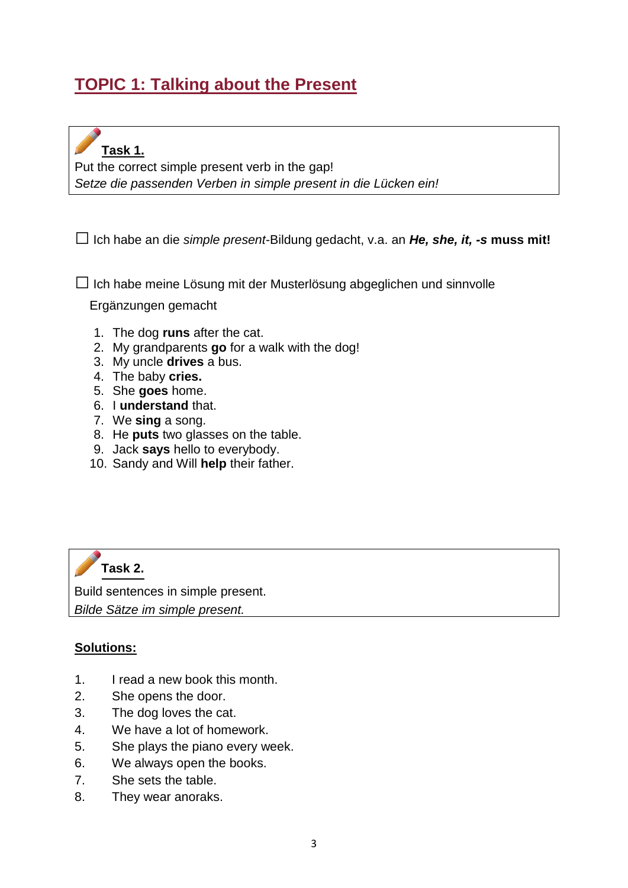## TOPIC 1: Talking about the Present

**Task 1.**

Put the correct simple present verb in the gap!

*Setze die passenden Verben in simple present in die Lücken ein!*

☐ Ich habe an die *simple present*-Bildung gedacht, v.a. an ***He, she, it, -s* muss mit!**

☐ Ich habe meine Lösung mit der Musterlösung abgeglichen und sinnvolle Ergänzungen gemacht

1. The dog **runs** after the cat.
2. My grandparents **go** for a walk with the dog!
3. My uncle **drives** a bus.
4. The baby **cries.**
5. She **goes** home.
6. I **understand** that.
7. We **sing** a song.
8. He **puts** two glasses on the table.
9. Jack **says** hello to everybody.
10. Sandy and Will **help** their father.

**Task 2.**

Build sentences in simple present.

*Bilde Sätze im simple present.*

**Solutions:**

1. I read a new book this month.
2. She opens the door.
3. The dog loves the cat.
4. We have a lot of homework.
5. She plays the piano every week.
6. We always open the books.
7. She sets the table.
8. They wear anoraks.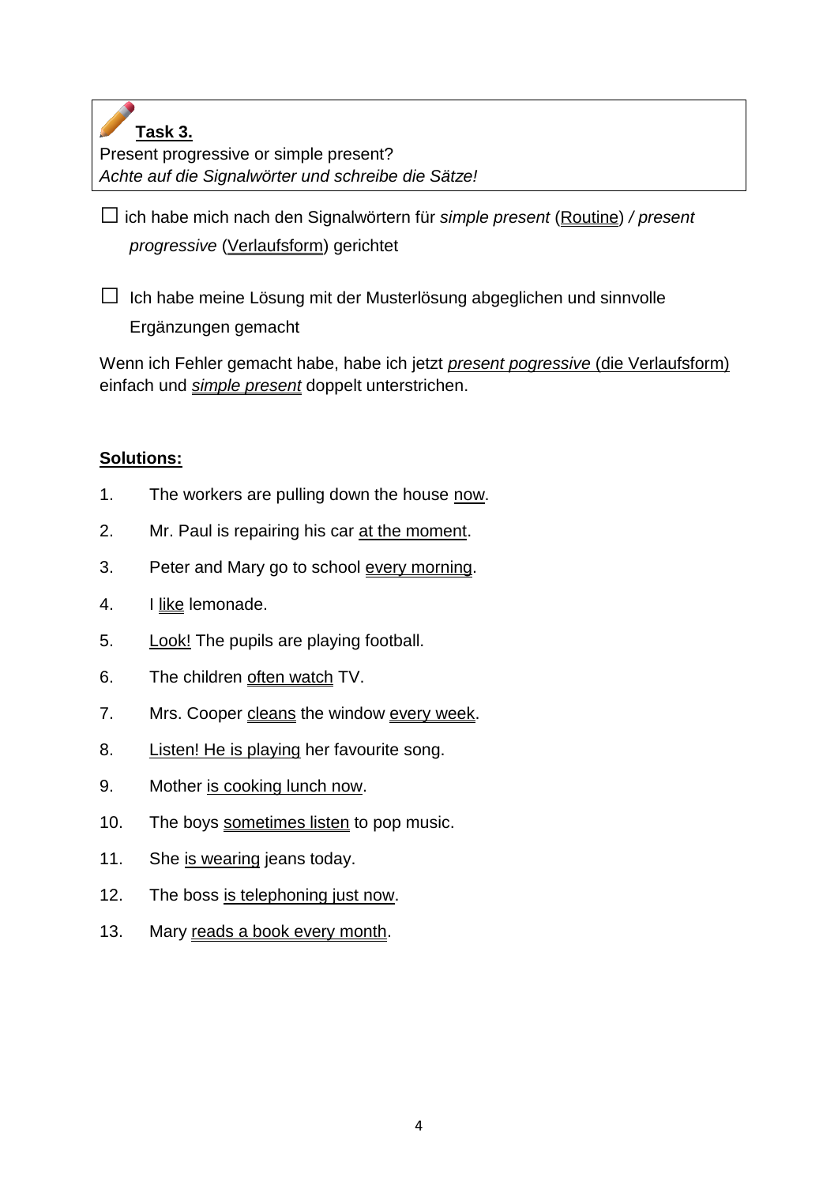**Task 3.**
Present progressive or simple present?
*Achte auf die Signalwörter und schreibe die Sätze!*

☐ ich habe mich nach den Signalwörtern für *simple present* (Routine) */ present progressive* (Verlaufsform) gerichtet

☐ Ich habe meine Lösung mit der Musterlösung abgeglichen und sinnvolle Ergänzungen gemacht

Wenn ich Fehler gemacht habe, habe ich jetzt *present pogressive* (die Verlaufsform) einfach und *simple present* doppelt unterstrichen.

**Solutions:**

1. The workers are pulling down the house now.
2. Mr. Paul is repairing his car at the moment.
3. Peter and Mary go to school every morning.
4. I like lemonade.
5. Look! The pupils are playing football.
6. The children often watch TV.
7. Mrs. Cooper cleans the window every week.
8. Listen! He is playing her favourite song.
9. Mother is cooking lunch now.
10. The boys sometimes listen to pop music.
11. She is wearing jeans today.
12. The boss is telephoning just now.
13. Mary reads a book every month.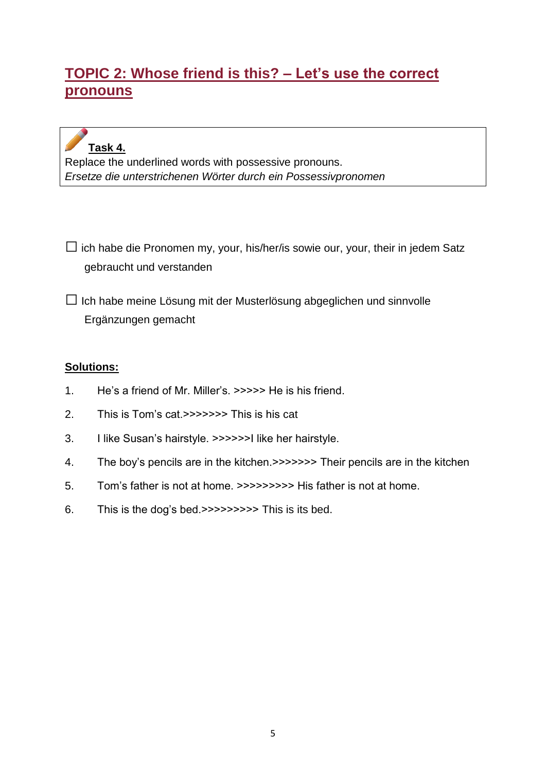## TOPIC 2: Whose friend is this? – Let's use the correct pronouns

**Task 4.**
Replace the underlined words with possessive pronouns.
*Ersetze die unterstrichenen Wörter durch ein Possessivpronomen*

☐ ich habe die Pronomen my, your, his/her/is sowie our, your, their in jedem Satz gebraucht und verstanden

☐ Ich habe meine Lösung mit der Musterlösung abgeglichen und sinnvolle Ergänzungen gemacht

**Solutions:**

1. He's a friend of Mr. Miller's. >>>>> He is his friend.
2. This is Tom's cat.>>>>>>> This is his cat
3. I like Susan's hairstyle. >>>>>>I like her hairstyle.
4. The boy's pencils are in the kitchen.>>>>>>> Their pencils are in the kitchen
5. Tom's father is not at home. >>>>>>>>> His father is not at home.
6. This is the dog's bed.>>>>>>>>> This is its bed.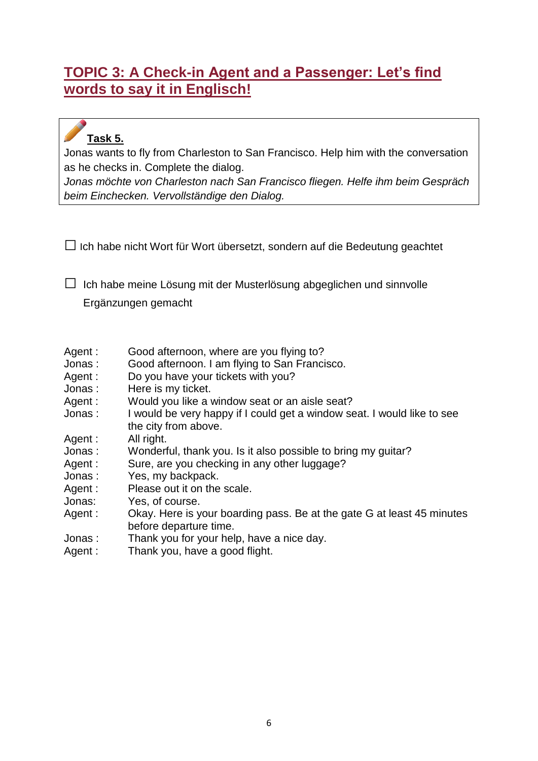## TOPIC 3: A Check-in Agent and a Passenger: Let's find words to say it in Englisch!

**Task 5.**

Jonas wants to fly from Charleston to San Francisco. Help him with the conversation as he checks in. Complete the dialog.

*Jonas möchte von Charleston nach San Francisco fliegen. Helfe ihm beim Gespräch beim Einchecken. Vervollständige den Dialog.*

☐ Ich habe nicht Wort für Wort übersetzt, sondern auf die Bedeutung geachtet

☐ Ich habe meine Lösung mit der Musterlösung abgeglichen und sinnvolle Ergänzungen gemacht

| | |
|---|---|
| Agent : | Good afternoon, where are you flying to? |
| Jonas : | Good afternoon. I am flying to San Francisco. |
| Agent : | Do you have your tickets with you? |
| Jonas : | Here is my ticket. |
| Agent : | Would you like a window seat or an aisle seat? |
| Jonas : | I would be very happy if I could get a window seat. I would like to see the city from above. |
| Agent : | All right. |
| Jonas : | Wonderful, thank you. Is it also possible to bring my guitar? |
| Agent : | Sure, are you checking in any other luggage? |
| Jonas : | Yes, my backpack. |
| Agent : | Please out it on the scale. |
| Jonas: | Yes, of course. |
| Agent : | Okay. Here is your boarding pass. Be at the gate G at least 45 minutes before departure time. |
| Jonas : | Thank you for your help, have a nice day. |
| Agent : | Thank you, have a good flight. |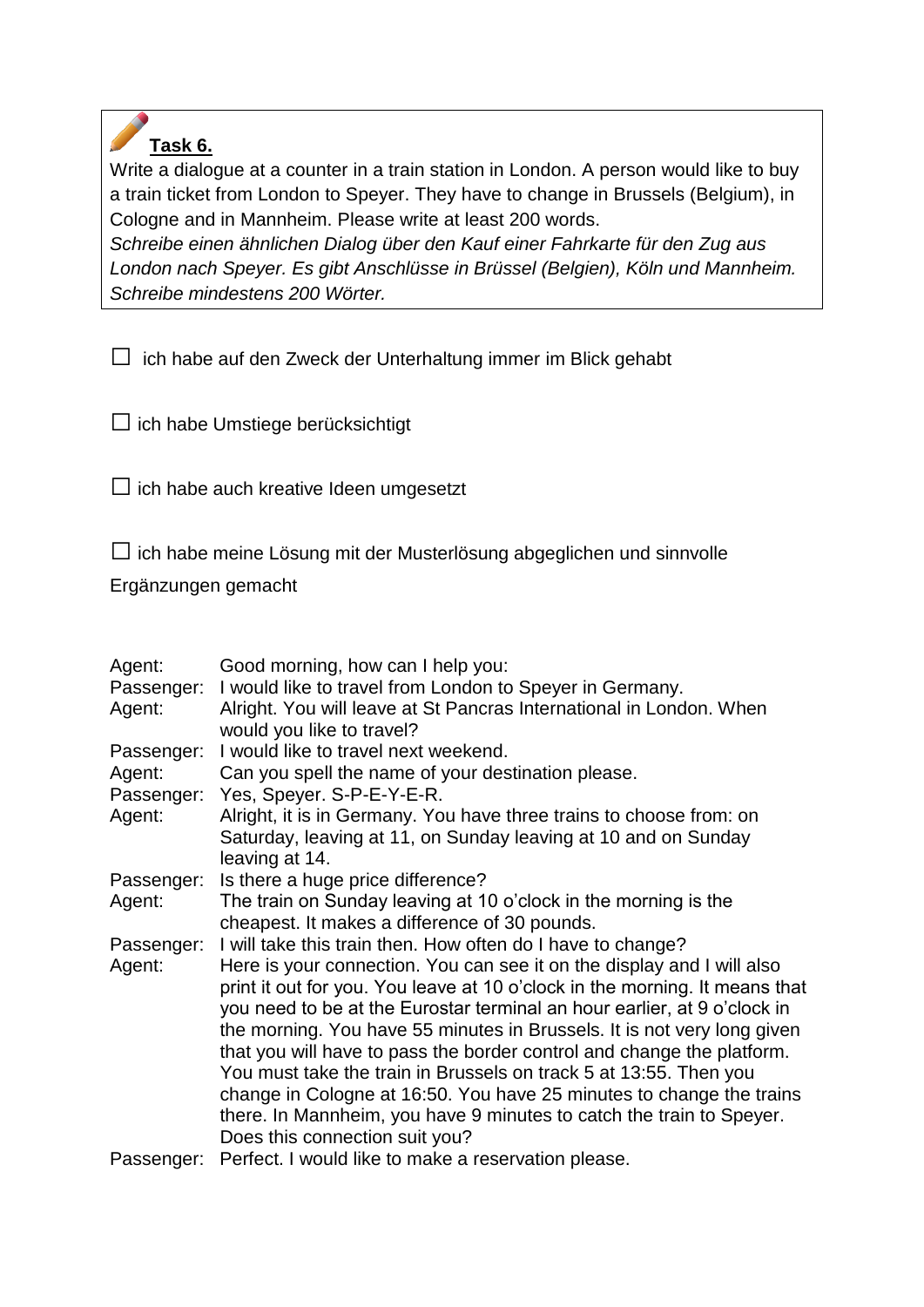**Task 6.**

Write a dialogue at a counter in a train station in London. A person would like to buy a train ticket from London to Speyer. They have to change in Brussels (Belgium), in Cologne and in Mannheim. Please write at least 200 words.

*Schreibe einen ähnlichen Dialog über den Kauf einer Fahrkarte für den Zug aus London nach Speyer. Es gibt Anschlüsse in Brüssel (Belgien), Köln und Mannheim. Schreibe mindestens 200 Wörter.*

☐ ich habe auf den Zweck der Unterhaltung immer im Blick gehabt

☐ ich habe Umstiege berücksichtigt

☐ ich habe auch kreative Ideen umgesetzt

☐ ich habe meine Lösung mit der Musterlösung abgeglichen und sinnvolle Ergänzungen gemacht

Agent: Good morning, how can I help you:

Passenger: I would like to travel from London to Speyer in Germany.

Agent: Alright. You will leave at St Pancras International in London. When would you like to travel?

Passenger: I would like to travel next weekend.

Agent: Can you spell the name of your destination please.

Passenger: Yes, Speyer. S-P-E-Y-E-R.

Agent: Alright, it is in Germany. You have three trains to choose from: on Saturday, leaving at 11, on Sunday leaving at 10 and on Sunday leaving at 14.

Passenger: Is there a huge price difference?

Agent: The train on Sunday leaving at 10 o'clock in the morning is the cheapest. It makes a difference of 30 pounds.

Passenger: I will take this train then. How often do I have to change?

Agent: Here is your connection. You can see it on the display and I will also print it out for you. You leave at 10 o'clock in the morning. It means that you need to be at the Eurostar terminal an hour earlier, at 9 o'clock in the morning. You have 55 minutes in Brussels. It is not very long given that you will have to pass the border control and change the platform. You must take the train in Brussels on track 5 at 13:55. Then you change in Cologne at 16:50. You have 25 minutes to change the trains there. In Mannheim, you have 9 minutes to catch the train to Speyer. Does this connection suit you?

Passenger: Perfect. I would like to make a reservation please.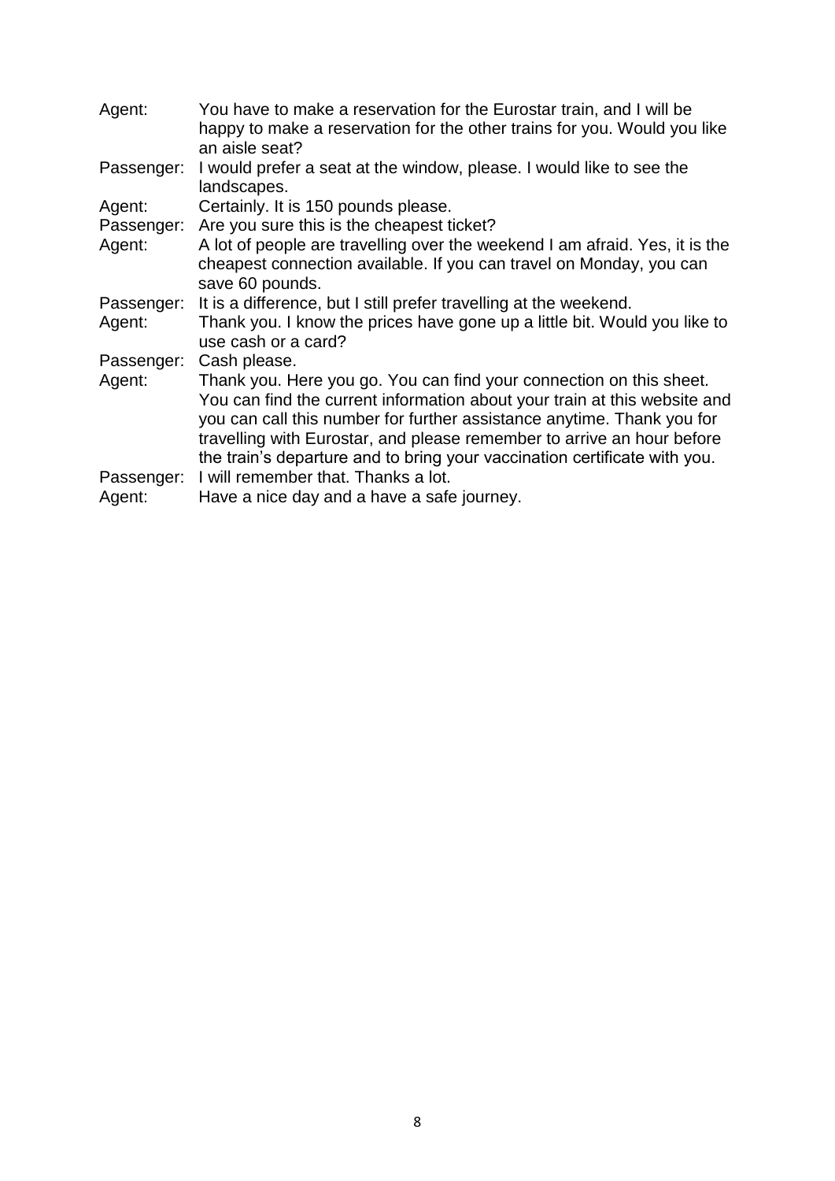Agent: You have to make a reservation for the Eurostar train, and I will be happy to make a reservation for the other trains for you. Would you like an aisle seat?

Passenger: I would prefer a seat at the window, please. I would like to see the landscapes.

Agent: Certainly. It is 150 pounds please.

Passenger: Are you sure this is the cheapest ticket?

Agent: A lot of people are travelling over the weekend I am afraid. Yes, it is the cheapest connection available. If you can travel on Monday, you can save 60 pounds.

Passenger: It is a difference, but I still prefer travelling at the weekend.

Agent: Thank you. I know the prices have gone up a little bit. Would you like to use cash or a card?

Passenger: Cash please.

Agent: Thank you. Here you go. You can find your connection on this sheet. You can find the current information about your train at this website and you can call this number for further assistance anytime. Thank you for travelling with Eurostar, and please remember to arrive an hour before the train's departure and to bring your vaccination certificate with you.

Passenger: I will remember that. Thanks a lot.

Agent: Have a nice day and a have a safe journey.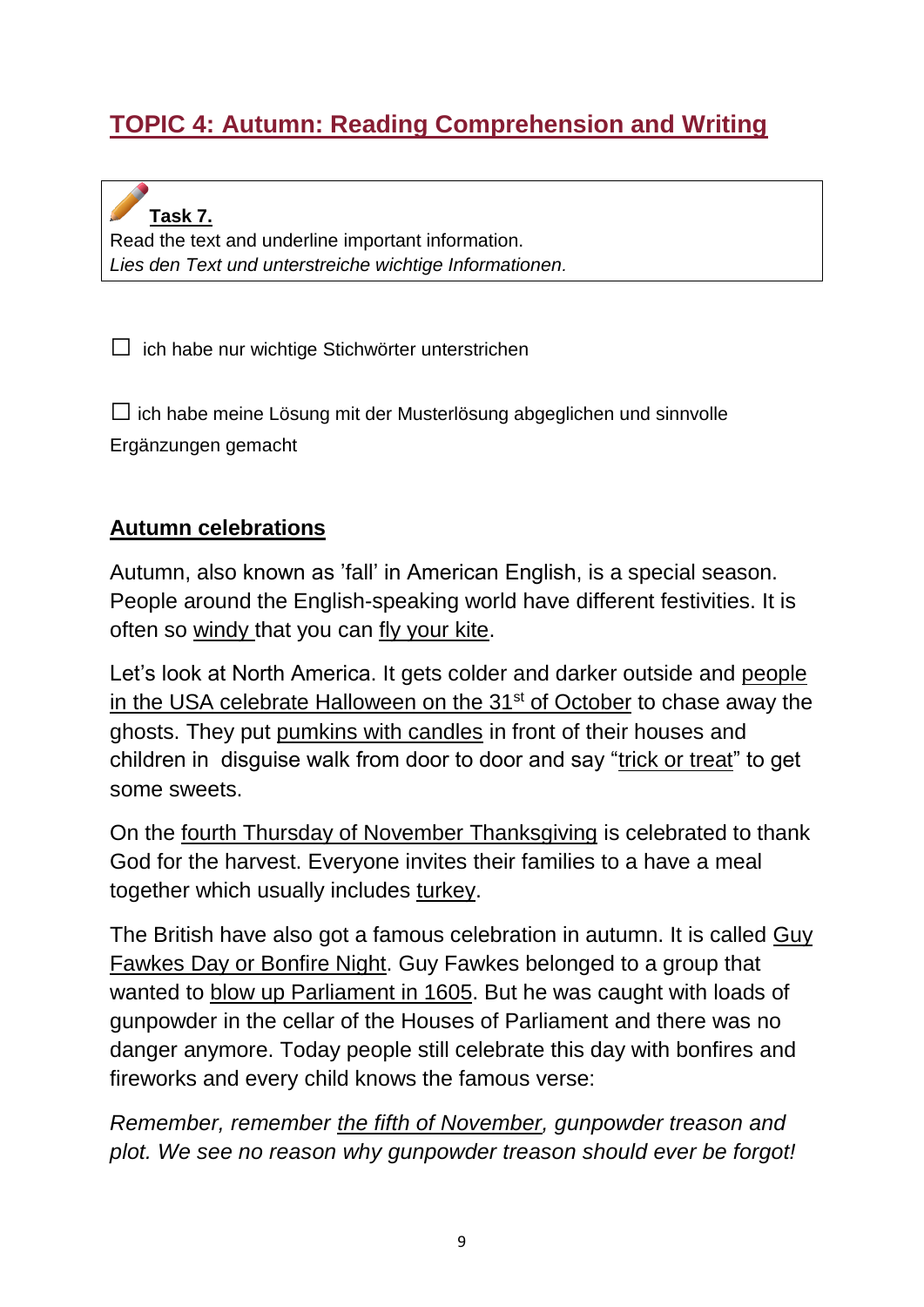## TOPIC 4: Autumn: Reading Comprehension and Writing

**Task 7.**
Read the text and underline important information.
*Lies den Text und unterstreiche wichtige Informationen.*

☐ ich habe nur wichtige Stichwörter unterstrichen

☐ ich habe meine Lösung mit der Musterlösung abgeglichen und sinnvolle Ergänzungen gemacht

### Autumn celebrations

Autumn, also known as 'fall' in American English, is a special season. People around the English-speaking world have different festivities. It is often so <u>windy</u> that you can <u>fly your kite</u>.

Let's look at North America. It gets colder and darker outside and <u>people in the USA celebrate Halloween on the 31st of October</u> to chase away the ghosts. They put <u>pumkins with candles</u> in front of their houses and children in disguise walk from door to door and say "<u>trick or treat</u>" to get some sweets.

On the <u>fourth Thursday of November Thanksgiving</u> is celebrated to thank God for the harvest. Everyone invites their families to a have a meal together which usually includes <u>turkey</u>.

The British have also got a famous celebration in autumn. It is called <u>Guy Fawkes Day or Bonfire Night</u>. Guy Fawkes belonged to a group that wanted to <u>blow up Parliament in 1605</u>. But he was caught with loads of gunpowder in the cellar of the Houses of Parliament and there was no danger anymore. Today people still celebrate this day with bonfires and fireworks and every child knows the famous verse:

*Remember, remember <u>the fifth of November</u>, gunpowder treason and plot. We see no reason why gunpowder treason should ever be forgot!*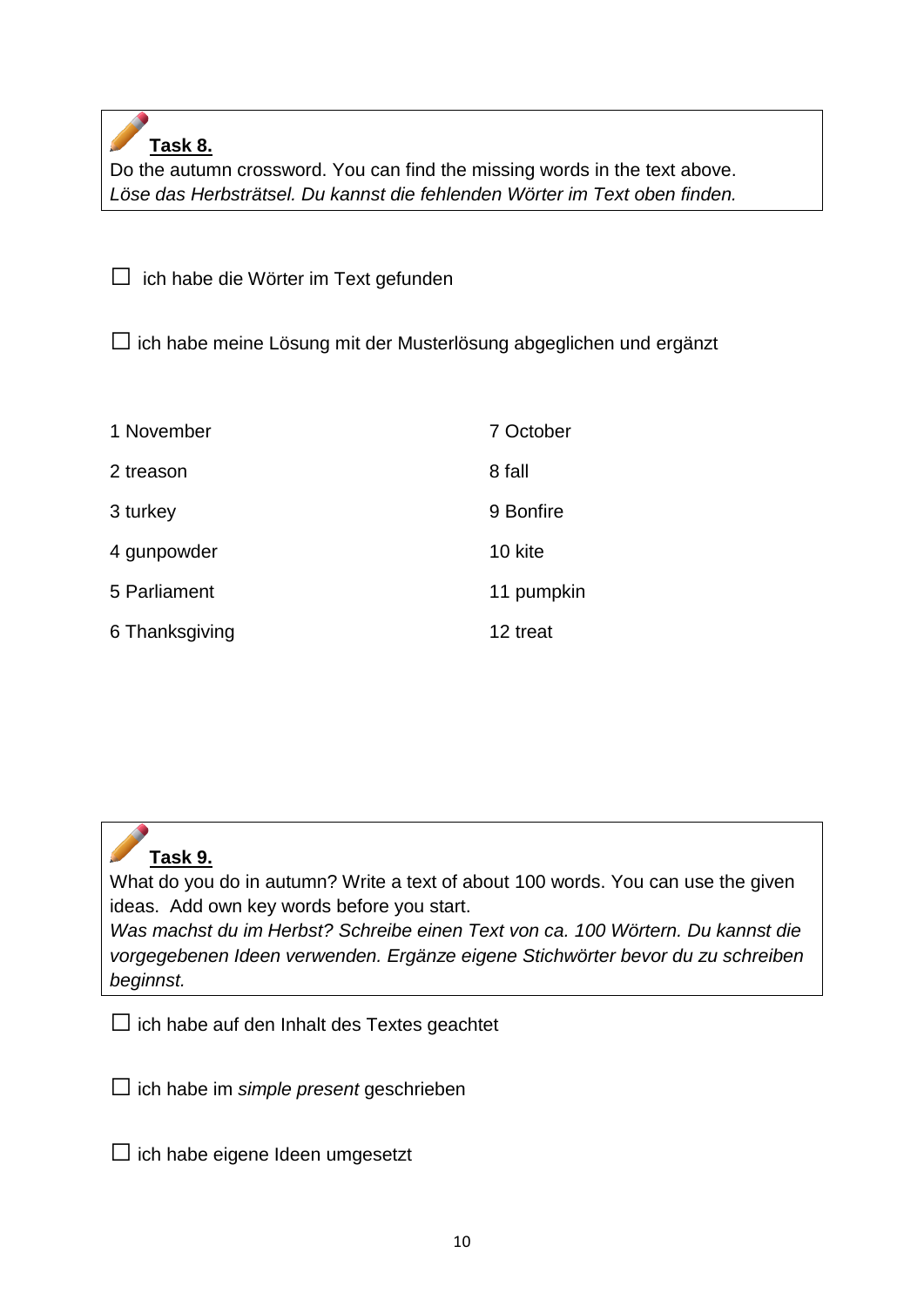**Task 8.**

Do the autumn crossword. You can find the missing words in the text above.
*Löse das Herbsträtsel. Du kannst die fehlenden Wörter im Text oben finden.*

☐ ich habe die Wörter im Text gefunden

☐ ich habe meine Lösung mit der Musterlösung abgeglichen und ergänzt

| | |
|---|---|
| 1 November | 7 October |
| 2 treason | 8 fall |
| 3 turkey | 9 Bonfire |
| 4 gunpowder | 10 kite |
| 5 Parliament | 11 pumpkin |
| 6 Thanksgiving | 12 treat |

**Task 9.**

What do you do in autumn? Write a text of about 100 words. You can use the given ideas. Add own key words before you start.
*Was machst du im Herbst? Schreibe einen Text von ca. 100 Wörtern. Du kannst die vorgegebenen Ideen verwenden. Ergänze eigene Stichwörter bevor du zu schreiben beginnst.*

☐ ich habe auf den Inhalt des Textes geachtet

☐ ich habe im *simple present* geschrieben

☐ ich habe eigene Ideen umgesetzt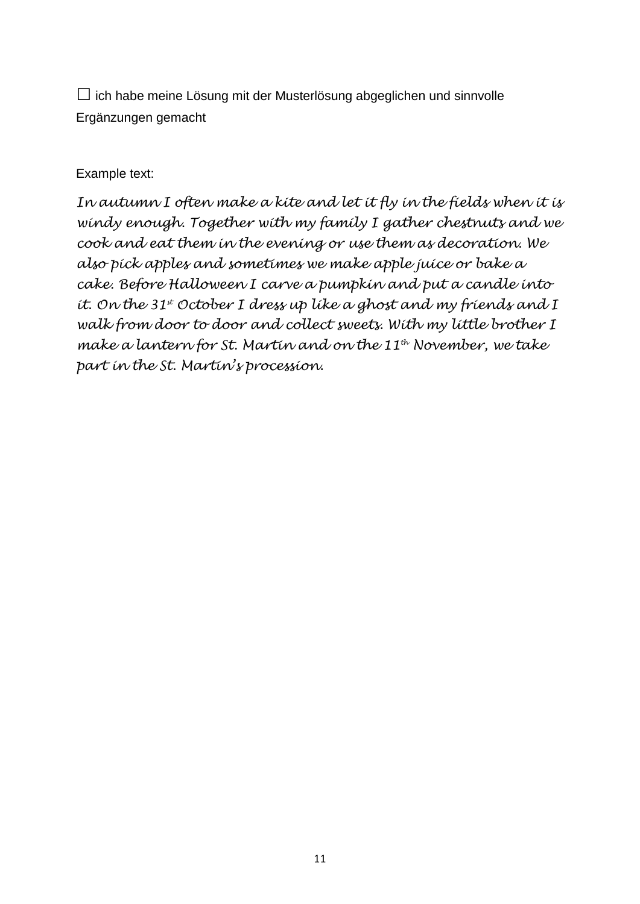☐ ich habe meine Lösung mit der Musterlösung abgeglichen und sinnvolle Ergänzungen gemacht

Example text:

*In autumn I often make a kite and let it fly in the fields when it is windy enough. Together with my family I gather chestnuts and we cook and eat them in the evening or use them as decoration. We also pick apples and sometimes we make apple juice or bake a cake. Before Halloween I carve a pumpkin and put a candle into it. On the 31st October I dress up like a ghost and my friends and I walk from door to door and collect sweets. With my little brother I make a lantern for St. Martin and on the 11th November, we take part in the St. Martin's procession.*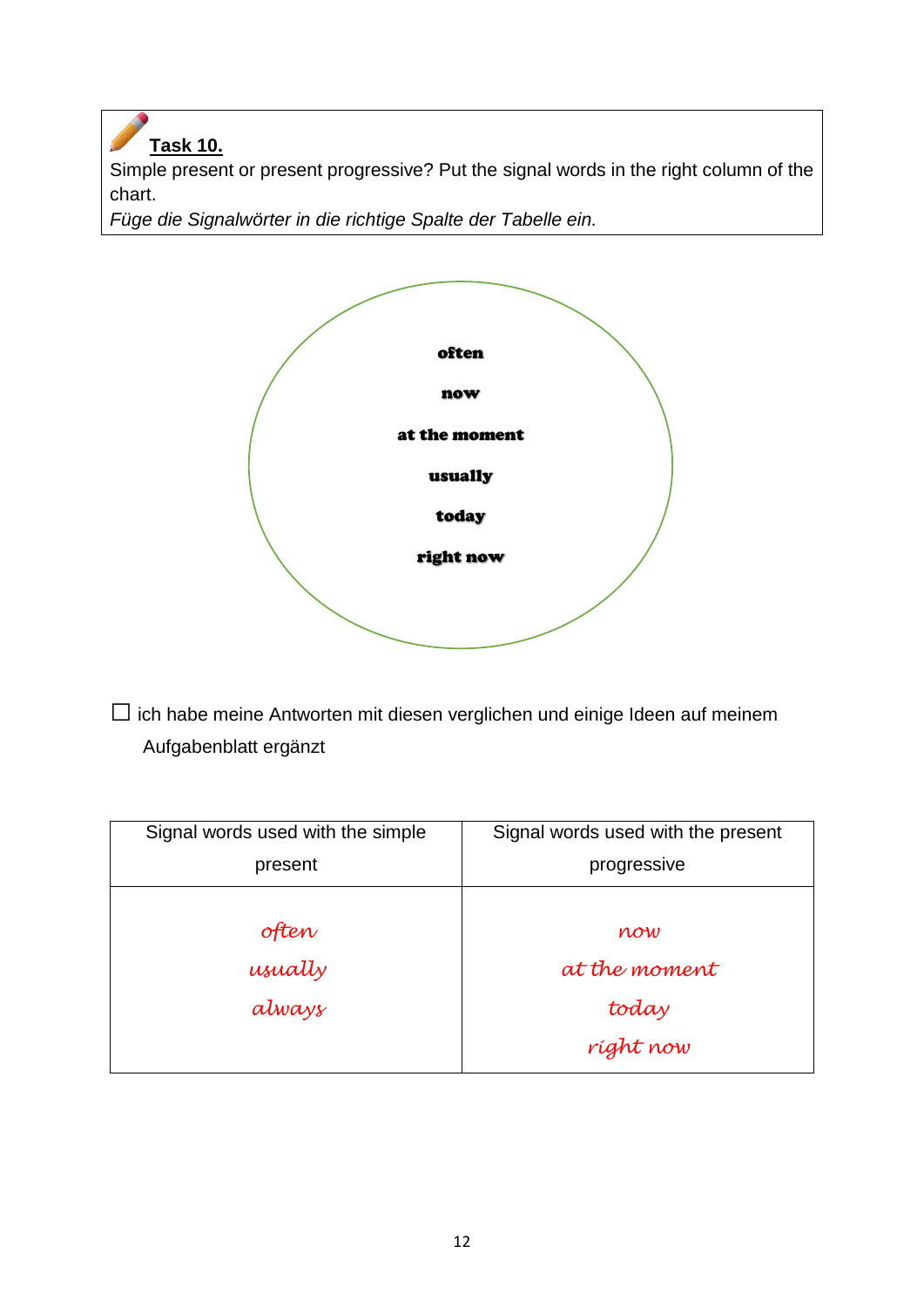**Task 10.**

Simple present or present progressive? Put the signal words in the right column of the chart.

*Füge die Signalwörter in die richtige Spalte der Tabelle ein.*

**often**

**now**

**at the moment**

**usually**

**today**

**right now**

☐ ich habe meine Antworten mit diesen verglichen und einige Ideen auf meinem Aufgabenblatt ergänzt

| Signal words used with the simple present | Signal words used with the present progressive |
|---|---|
| *often*<br>*usually*<br>*always* | *now*<br>*at the moment*<br>*today*<br>*right now* |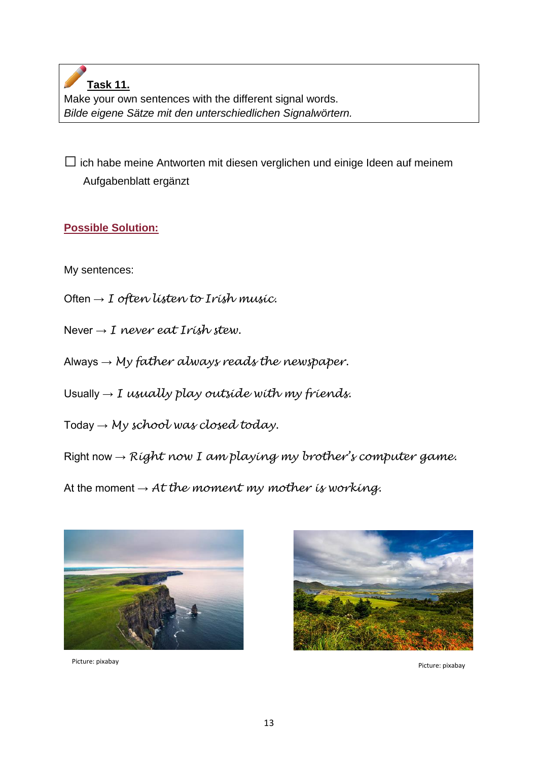**Task 11.**
Make your own sentences with the different signal words.
*Bilde eigene Sätze mit den unterschiedlichen Signalwörtern.*

☐ ich habe meine Antworten mit diesen verglichen und einige Ideen auf meinem Aufgabenblatt ergänzt

**Possible Solution:**

My sentences:

Often → *I often listen to Irish music.*

Never → *I never eat Irish stew.*

Always → *My father always reads the newspaper.*

Usually → *I usually play outside with my friends.*

Today → *My school was closed today.*

Right now → *Right now I am playing my brother's computer game.*

At the moment → *At the moment my mother is working.*

Picture: pixabay

Picture: pixabay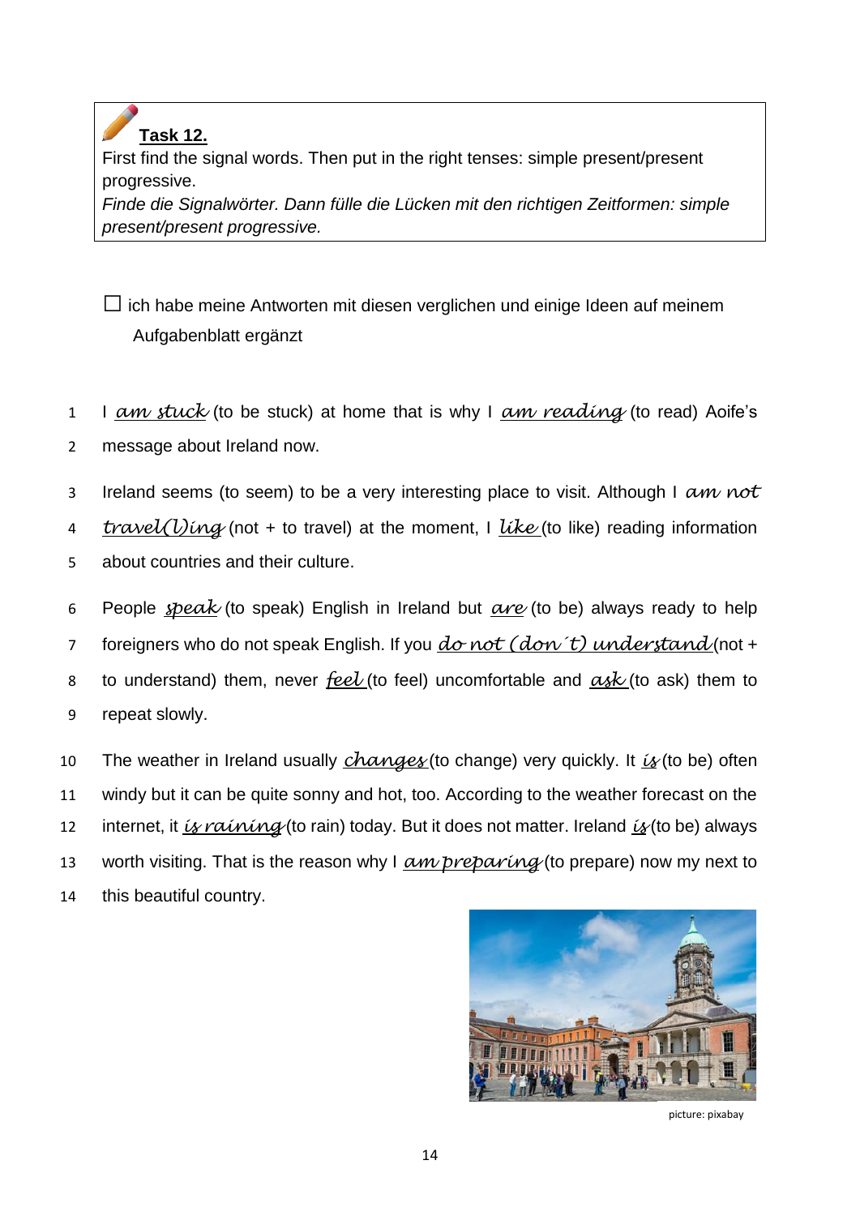**Task 12.**

First find the signal words. Then put in the right tenses: simple present/present progressive.

*Finde die Signalwörter. Dann fülle die Lücken mit den richtigen Zeitformen: simple present/present progressive.*

☐ ich habe meine Antworten mit diesen verglichen und einige Ideen auf meinem Aufgabenblatt ergänzt

1 I *am stuck* (to be stuck) at home that is why I *am reading* (to read) Aoife's
2 message about Ireland now.
3 Ireland seems (to seem) to be a very interesting place to visit. Although I *am not*
4 *travel(l)ing* (not + to travel) at the moment, I *like* (to like) reading information
5 about countries and their culture.
6 People *speak* (to speak) English in Ireland but *are* (to be) always ready to help
7 foreigners who do not speak English. If you *do not (don´t) understand* (not +
8 to understand) them, never *feel* (to feel) uncomfortable and *ask* (to ask) them to
9 repeat slowly.
10 The weather in Ireland usually *changes* (to change) very quickly. It *is* (to be) often
11 windy but it can be quite sonny and hot, too. According to the weather forecast on the
12 internet, it *is raining* (to rain) today. But it does not matter. Ireland *is* (to be) always
13 worth visiting. That is the reason why I *am preparing* (to prepare) now my next to
14 this beautiful country.

picture: pixabay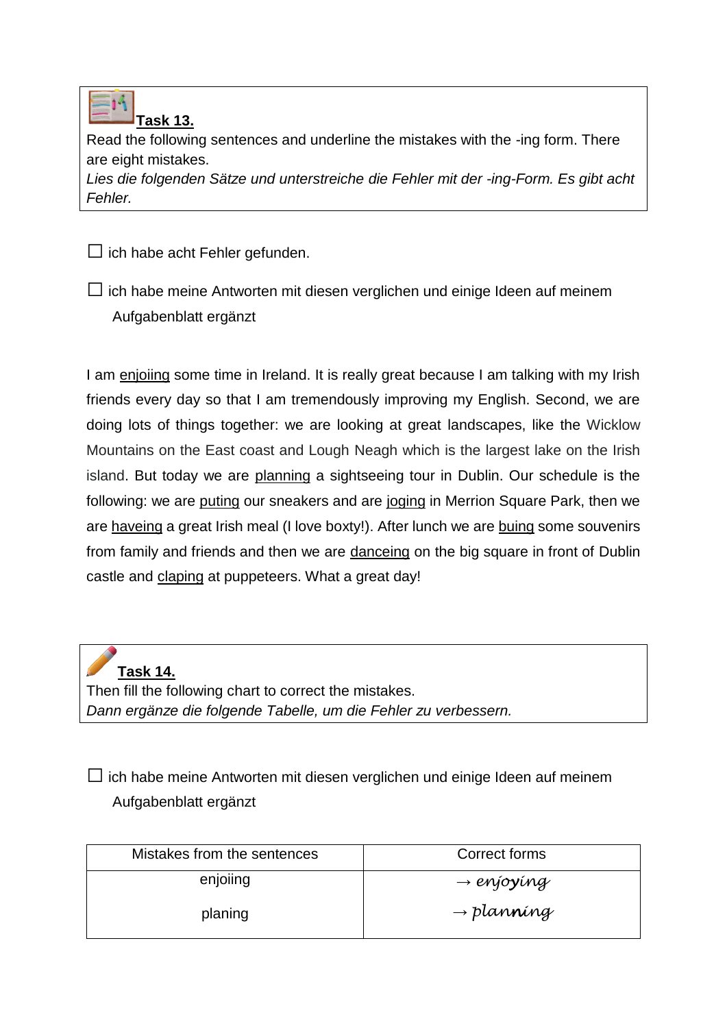**Task 13.**

Read the following sentences and underline the mistakes with the -ing form. There are eight mistakes.

*Lies die folgenden Sätze und unterstreiche die Fehler mit der -ing-Form. Es gibt acht Fehler.*

☐ ich habe acht Fehler gefunden.

☐ ich habe meine Antworten mit diesen verglichen und einige Ideen auf meinem Aufgabenblatt ergänzt

I am <u>enjoiing</u> some time in Ireland. It is really great because I am talking with my Irish friends every day so that I am tremendously improving my English. Second, we are doing lots of things together: we are looking at great landscapes, like the Wicklow Mountains on the East coast and Lough Neagh which is the largest lake on the Irish island. But today we are <u>planning</u> a sightseeing tour in Dublin. Our schedule is the following: we are <u>puting</u> our sneakers and are <u>joging</u> in Merrion Square Park, then we are <u>haveing</u> a great Irish meal (I love boxty!). After lunch we are <u>buing</u> some souvenirs from family and friends and then we are <u>danceing</u> on the big square in front of Dublin castle and <u>claping</u> at puppeteers. What a great day!

**Task 14.**

Then fill the following chart to correct the mistakes.

*Dann ergänze die folgende Tabelle, um die Fehler zu verbessern.*

☐ ich habe meine Antworten mit diesen verglichen und einige Ideen auf meinem Aufgabenblatt ergänzt

| Mistakes from the sentences | Correct forms |
|---|---|
| enjoiing | → *enjoying* |
| planing | → *planning* |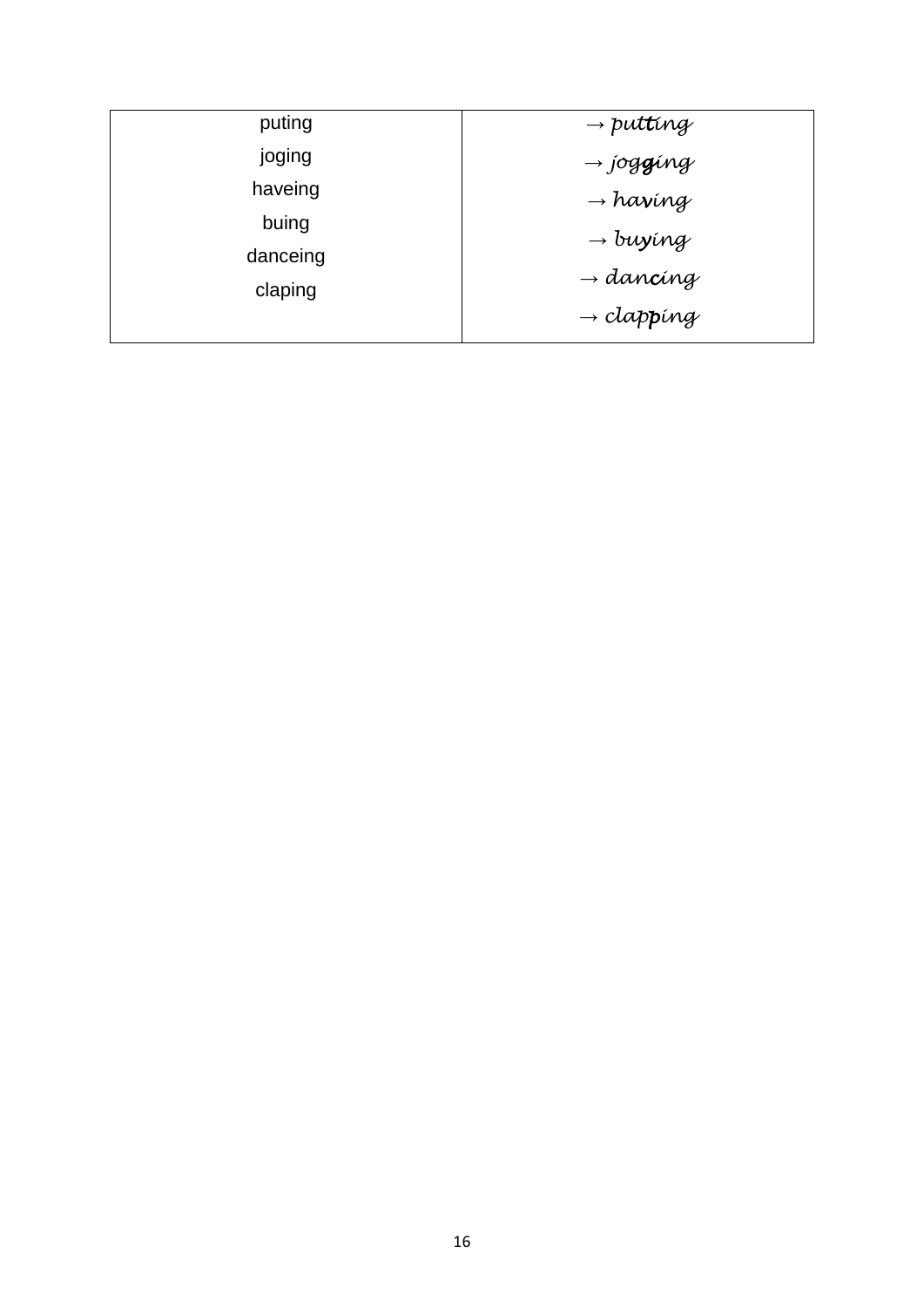| | |
|---|---|
| puting<br>joging<br>haveing<br>buing<br>danceing<br>claping | → *putting*<br>→ *jogging*<br>→ *having*<br>→ *buying*<br>→ *dancing*<br>→ *clapping* |